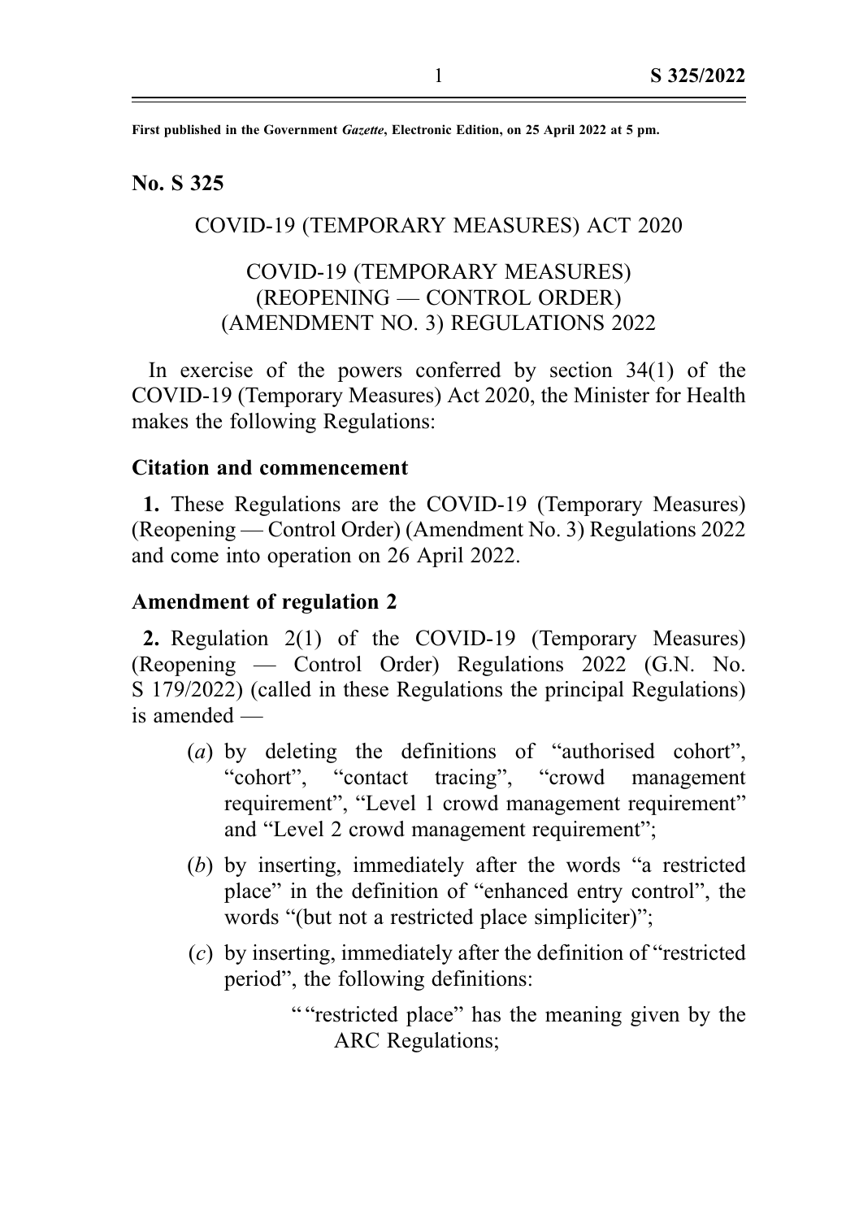First published in the Government *Gazette*, Electronic Edition, on 25 April 2022 at 5 pm.

**No. S 325**

COVID-19 (TEMPORARY MEASURES) ACT 2020

COVID-19 (TEMPORARY MEASURES) (REOPENING — CONTROL ORDER) (AMENDMENT NO. 3) REGULATIONS 2022

In exercise of the powers conferred by section 34(1) of the COVID-19 (Temporary Measures) Act 2020, the Minister for Health makes the following Regulations:

**Citation and commencement**

**1.** These Regulations are the COVID-19 (Temporary Measures) (Reopening — Control Order) (Amendment No. 3) Regulations 2022 and come into operation on 26 April 2022.

**Amendment of regulation 2**

**2.** Regulation 2(1) of the COVID-19 (Temporary Measures) (Reopening — Control Order) Regulations 2022 (G.N. No. S 179/2022) (called in these Regulations the principal Regulations) is amended —

(*a*) by deleting the definitions of "authorised cohort", "cohort", "contact tracing", "crowd management requirement", "Level 1 crowd management requirement" and "Level 2 crowd management requirement";

(*b*) by inserting, immediately after the words "a restricted place" in the definition of "enhanced entry control", the words "(but not a restricted place simpliciter)";

(*c*) by inserting, immediately after the definition of "restricted period", the following definitions:

" "restricted place" has the meaning given by the ARC Regulations;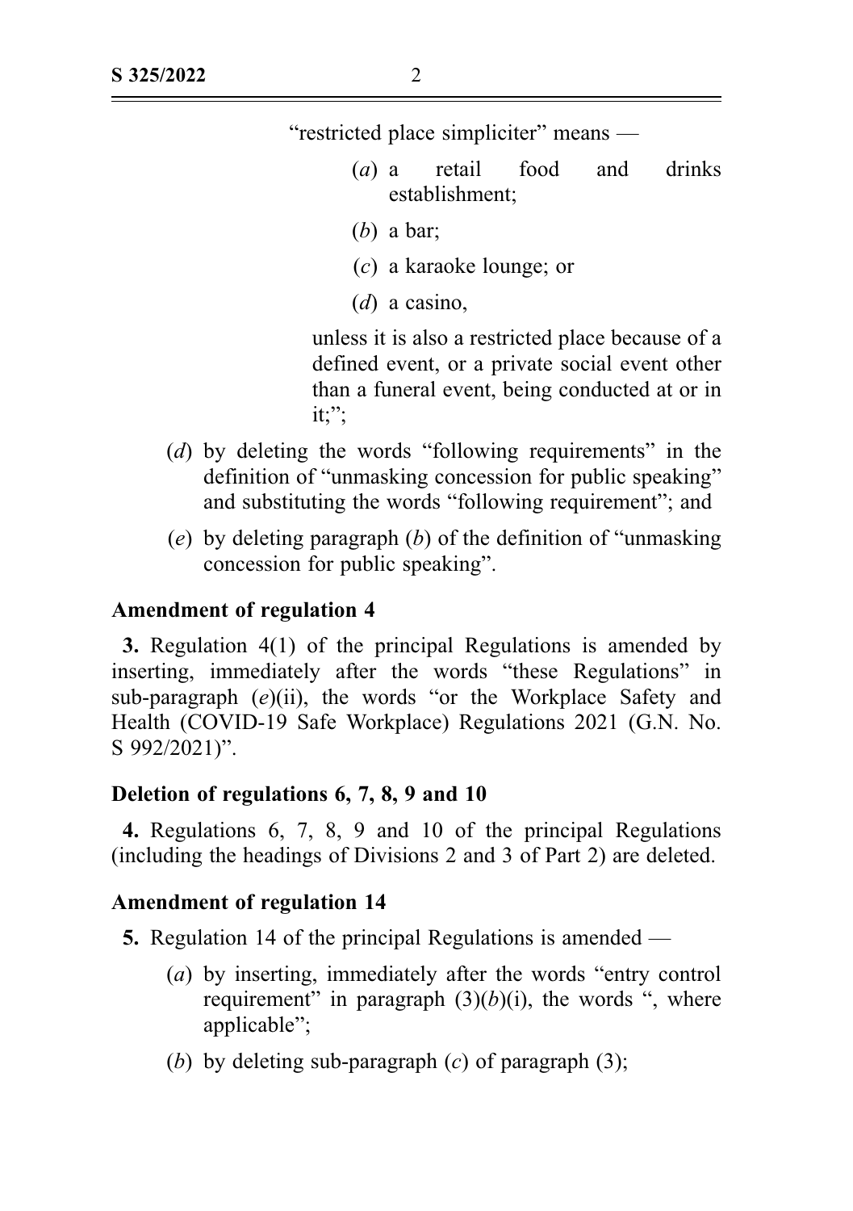"restricted place simpliciter" means —

> (*a*) a retail food and drinks establishment;
>
> (*b*) a bar;
>
> (*c*) a karaoke lounge; or
>
> (*d*) a casino,
>
> unless it is also a restricted place because of a defined event, or a private social event other than a funeral event, being conducted at or in it;";

(*d*) by deleting the words "following requirements" in the definition of "unmasking concession for public speaking" and substituting the words "following requirement"; and

(*e*) by deleting paragraph (*b*) of the definition of "unmasking concession for public speaking".

**Amendment of regulation 4**

**3.** Regulation 4(1) of the principal Regulations is amended by inserting, immediately after the words "these Regulations" in sub-paragraph (*e*)(ii), the words "or the Workplace Safety and Health (COVID-19 Safe Workplace) Regulations 2021 (G.N. No. S 992/2021)".

**Deletion of regulations 6, 7, 8, 9 and 10**

**4.** Regulations 6, 7, 8, 9 and 10 of the principal Regulations (including the headings of Divisions 2 and 3 of Part 2) are deleted.

**Amendment of regulation 14**

**5.** Regulation 14 of the principal Regulations is amended —

(*a*) by inserting, immediately after the words "entry control requirement" in paragraph (3)(*b*)(i), the words ", where applicable";

(*b*) by deleting sub-paragraph (*c*) of paragraph (3);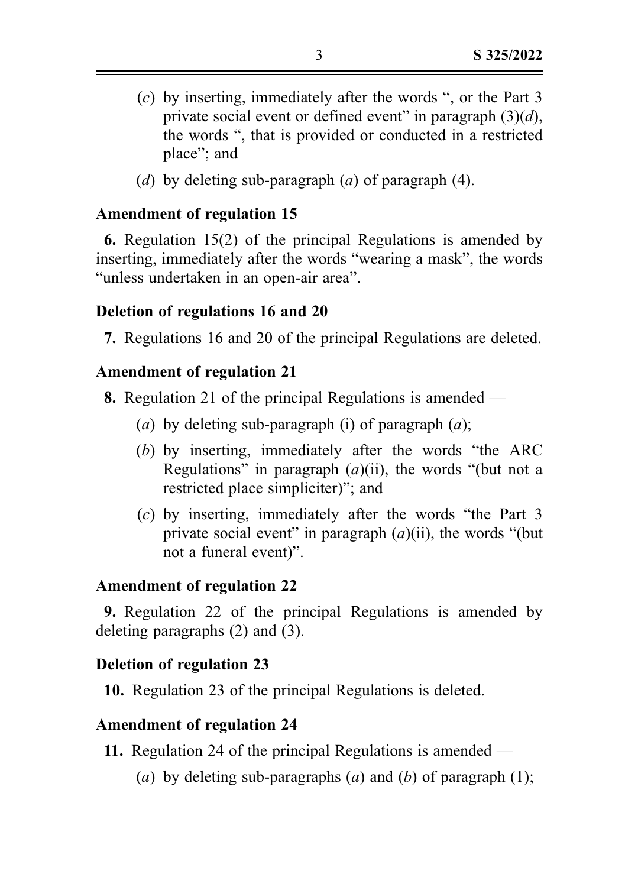(*c*) by inserting, immediately after the words ", or the Part 3 private social event or defined event" in paragraph (3)(*d*), the words ", that is provided or conducted in a restricted place"; and

(*d*) by deleting sub-paragraph (*a*) of paragraph (4).

### Amendment of regulation 15

**6.** Regulation 15(2) of the principal Regulations is amended by inserting, immediately after the words "wearing a mask", the words "unless undertaken in an open-air area".

### Deletion of regulations 16 and 20

**7.** Regulations 16 and 20 of the principal Regulations are deleted.

### Amendment of regulation 21

**8.** Regulation 21 of the principal Regulations is amended —

(*a*) by deleting sub-paragraph (i) of paragraph (*a*);

(*b*) by inserting, immediately after the words "the ARC Regulations" in paragraph (*a*)(ii), the words "(but not a restricted place simpliciter)"; and

(*c*) by inserting, immediately after the words "the Part 3 private social event" in paragraph (*a*)(ii), the words "(but not a funeral event)".

### Amendment of regulation 22

**9.** Regulation 22 of the principal Regulations is amended by deleting paragraphs (2) and (3).

### Deletion of regulation 23

**10.** Regulation 23 of the principal Regulations is deleted.

### Amendment of regulation 24

**11.** Regulation 24 of the principal Regulations is amended —

(*a*) by deleting sub-paragraphs (*a*) and (*b*) of paragraph (1);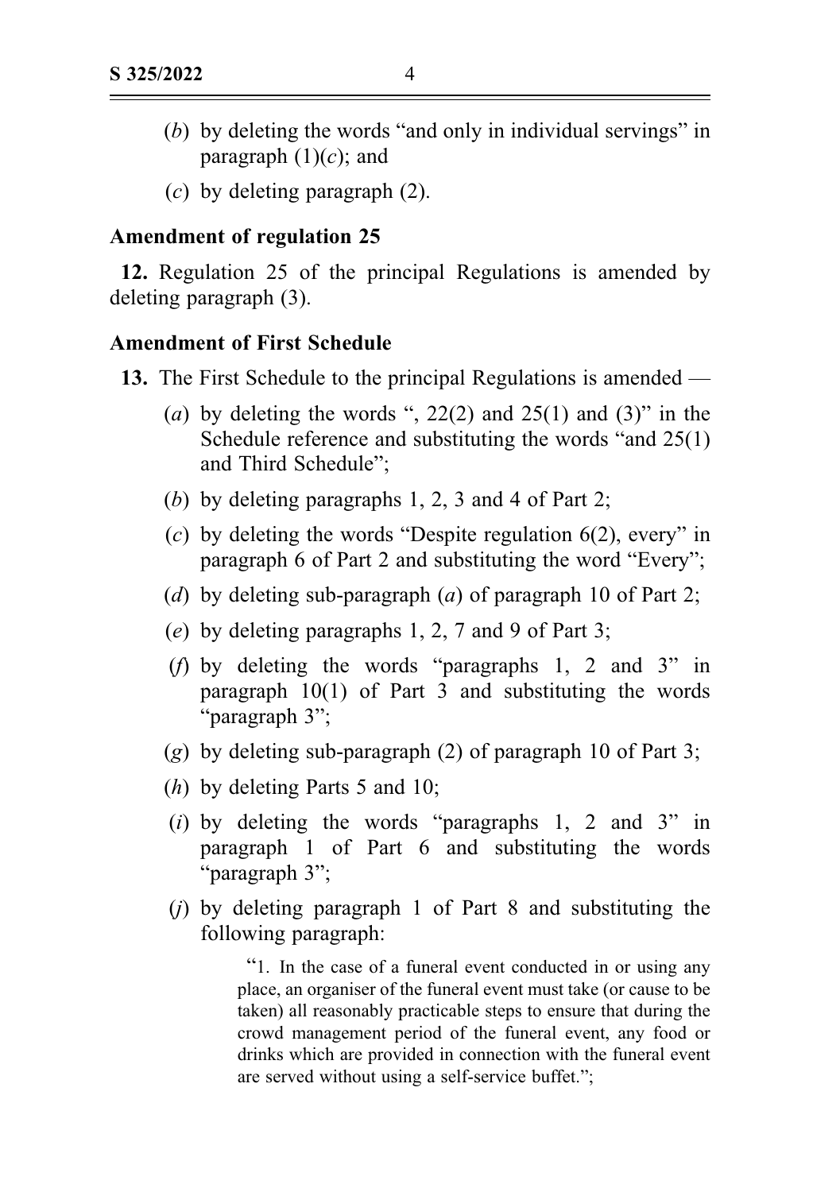(*b*) by deleting the words "and only in individual servings" in paragraph (1)(*c*); and

(*c*) by deleting paragraph (2).

**Amendment of regulation 25**

**12.** Regulation 25 of the principal Regulations is amended by deleting paragraph (3).

**Amendment of First Schedule**

**13.** The First Schedule to the principal Regulations is amended —

(*a*) by deleting the words ", 22(2) and 25(1) and (3)" in the Schedule reference and substituting the words "and 25(1) and Third Schedule";

(*b*) by deleting paragraphs 1, 2, 3 and 4 of Part 2;

(*c*) by deleting the words "Despite regulation 6(2), every" in paragraph 6 of Part 2 and substituting the word "Every";

(*d*) by deleting sub-paragraph (*a*) of paragraph 10 of Part 2;

(*e*) by deleting paragraphs 1, 2, 7 and 9 of Part 3;

(*f*) by deleting the words "paragraphs 1, 2 and 3" in paragraph 10(1) of Part 3 and substituting the words "paragraph 3";

(*g*) by deleting sub-paragraph (2) of paragraph 10 of Part 3;

(*h*) by deleting Parts 5 and 10;

(*i*) by deleting the words "paragraphs 1, 2 and 3" in paragraph 1 of Part 6 and substituting the words "paragraph 3";

(*j*) by deleting paragraph 1 of Part 8 and substituting the following paragraph:

> "1. In the case of a funeral event conducted in or using any place, an organiser of the funeral event must take (or cause to be taken) all reasonably practicable steps to ensure that during the crowd management period of the funeral event, any food or drinks which are provided in connection with the funeral event are served without using a self-service buffet.";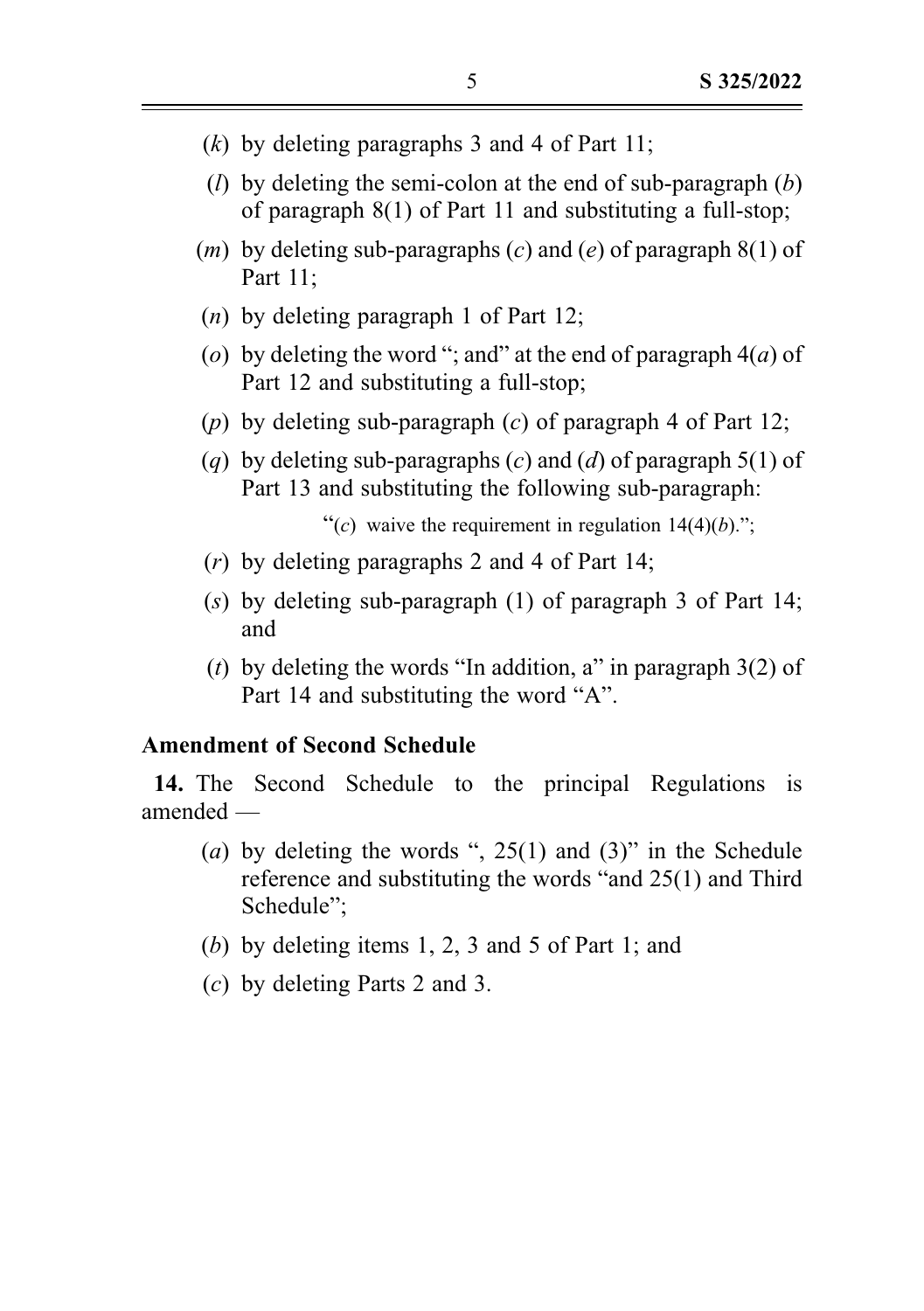(*k*) by deleting paragraphs 3 and 4 of Part 11;

(*l*) by deleting the semi-colon at the end of sub-paragraph (*b*) of paragraph 8(1) of Part 11 and substituting a full-stop;

(*m*) by deleting sub-paragraphs (*c*) and (*e*) of paragraph 8(1) of Part 11;

(*n*) by deleting paragraph 1 of Part 12;

(*o*) by deleting the word "; and" at the end of paragraph 4(*a*) of Part 12 and substituting a full-stop;

(*p*) by deleting sub-paragraph (*c*) of paragraph 4 of Part 12;

(*q*) by deleting sub-paragraphs (*c*) and (*d*) of paragraph 5(1) of Part 13 and substituting the following sub-paragraph:

"(*c*) waive the requirement in regulation 14(4)(*b*).";

(*r*) by deleting paragraphs 2 and 4 of Part 14;

(*s*) by deleting sub-paragraph (1) of paragraph 3 of Part 14; and

(*t*) by deleting the words "In addition, a" in paragraph 3(2) of Part 14 and substituting the word "A".

**Amendment of Second Schedule**

**14.** The Second Schedule to the principal Regulations is amended —

(*a*) by deleting the words ", 25(1) and (3)" in the Schedule reference and substituting the words "and 25(1) and Third Schedule";

(*b*) by deleting items 1, 2, 3 and 5 of Part 1; and

(*c*) by deleting Parts 2 and 3.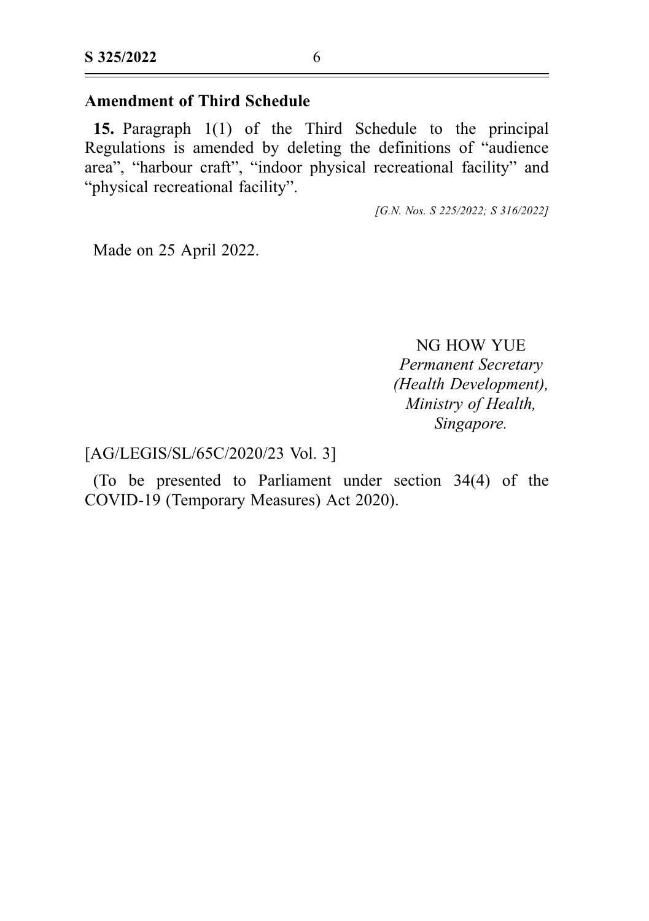### Amendment of Third Schedule

**15.** Paragraph 1(1) of the Third Schedule to the principal Regulations is amended by deleting the definitions of "audience area", "harbour craft", "indoor physical recreational facility" and "physical recreational facility".

*[G.N. Nos. S 225/2022; S 316/2022]*

Made on 25 April 2022.

NG HOW YUE
*Permanent Secretary*
*(Health Development),*
*Ministry of Health,*
*Singapore.*

[AG/LEGIS/SL/65C/2020/23 Vol. 3]

(To be presented to Parliament under section 34(4) of the COVID-19 (Temporary Measures) Act 2020).